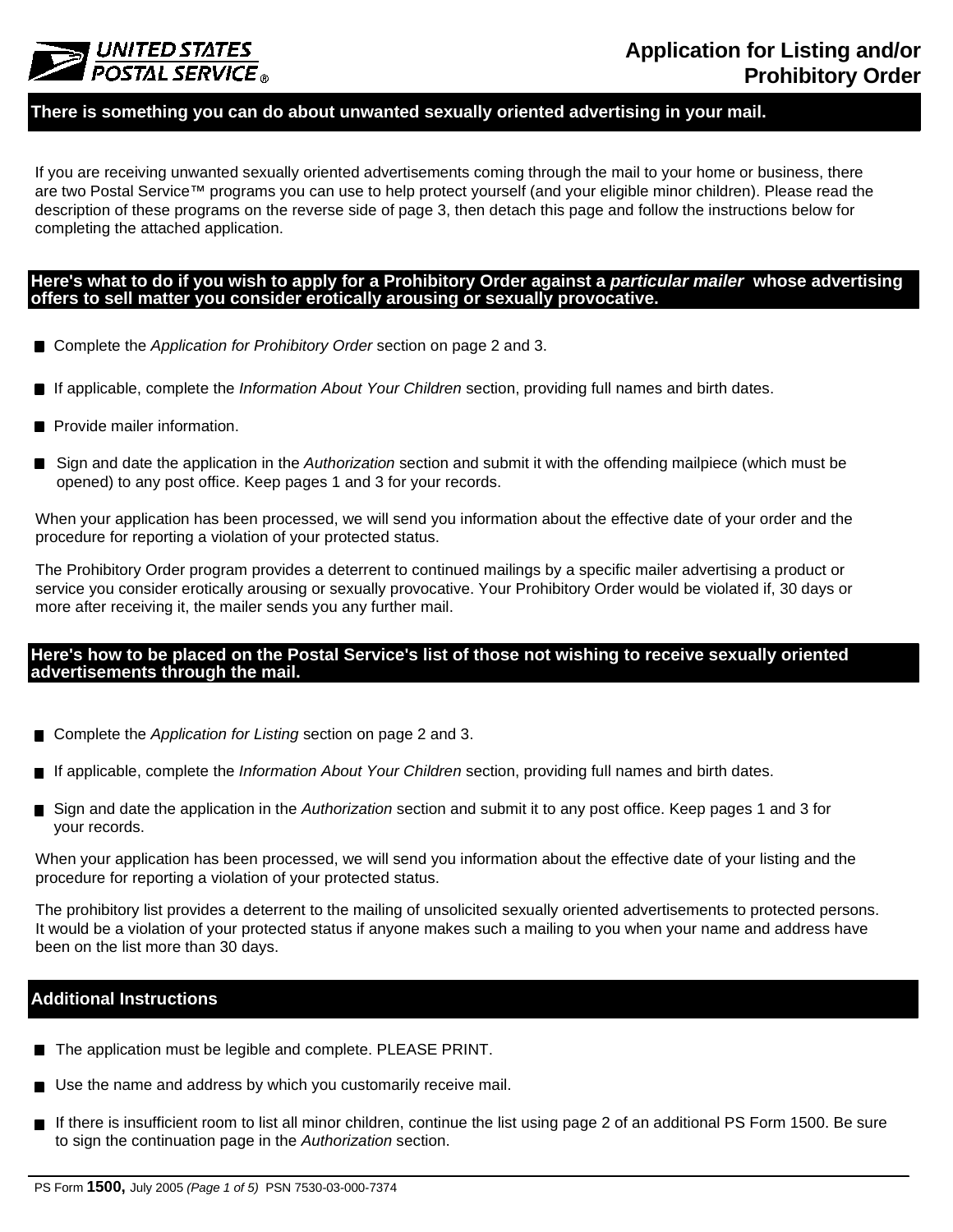UNITED STATES POSTAL SERVICE ®

# Application for Listing and/or Prohibitory Order

## There is something you can do about unwanted sexually oriented advertising in your mail.

If you are receiving unwanted sexually oriented advertisements coming through the mail to your home or business, there are two Postal Service™ programs you can use to help protect yourself (and your eligible minor children). Please read the description of these programs on the reverse side of page 3, then detach this page and follow the instructions below for completing the attached application.

## Here's what to do if you wish to apply for a Prohibitory Order against a *particular mailer* whose advertising offers to sell matter you consider erotically arousing or sexually provocative.

- Complete the *Application for Prohibitory Order* section on page 2 and 3.
- If applicable, complete the *Information About Your Children* section, providing full names and birth dates.
- Provide mailer information.
- Sign and date the application in the *Authorization* section and submit it with the offending mailpiece (which must be opened) to any post office. Keep pages 1 and 3 for your records.

When your application has been processed, we will send you information about the effective date of your order and the procedure for reporting a violation of your protected status.

The Prohibitory Order program provides a deterrent to continued mailings by a specific mailer advertising a product or service you consider erotically arousing or sexually provocative. Your Prohibitory Order would be violated if, 30 days or more after receiving it, the mailer sends you any further mail.

## Here's how to be placed on the Postal Service's list of those not wishing to receive sexually oriented advertisements through the mail.

- Complete the *Application for Listing* section on page 2 and 3.
- If applicable, complete the *Information About Your Children* section, providing full names and birth dates.
- Sign and date the application in the *Authorization* section and submit it to any post office. Keep pages 1 and 3 for your records.

When your application has been processed, we will send you information about the effective date of your listing and the procedure for reporting a violation of your protected status.

The prohibitory list provides a deterrent to the mailing of unsolicited sexually oriented advertisements to protected persons. It would be a violation of your protected status if anyone makes such a mailing to you when your name and address have been on the list more than 30 days.

## Additional Instructions

- The application must be legible and complete. PLEASE PRINT.
- Use the name and address by which you customarily receive mail.
- If there is insufficient room to list all minor children, continue the list using page 2 of an additional PS Form 1500. Be sure to sign the continuation page in the *Authorization* section.

PS Form **1500,** July 2005 *(Page 1 of 5)* PSN 7530-03-000-7374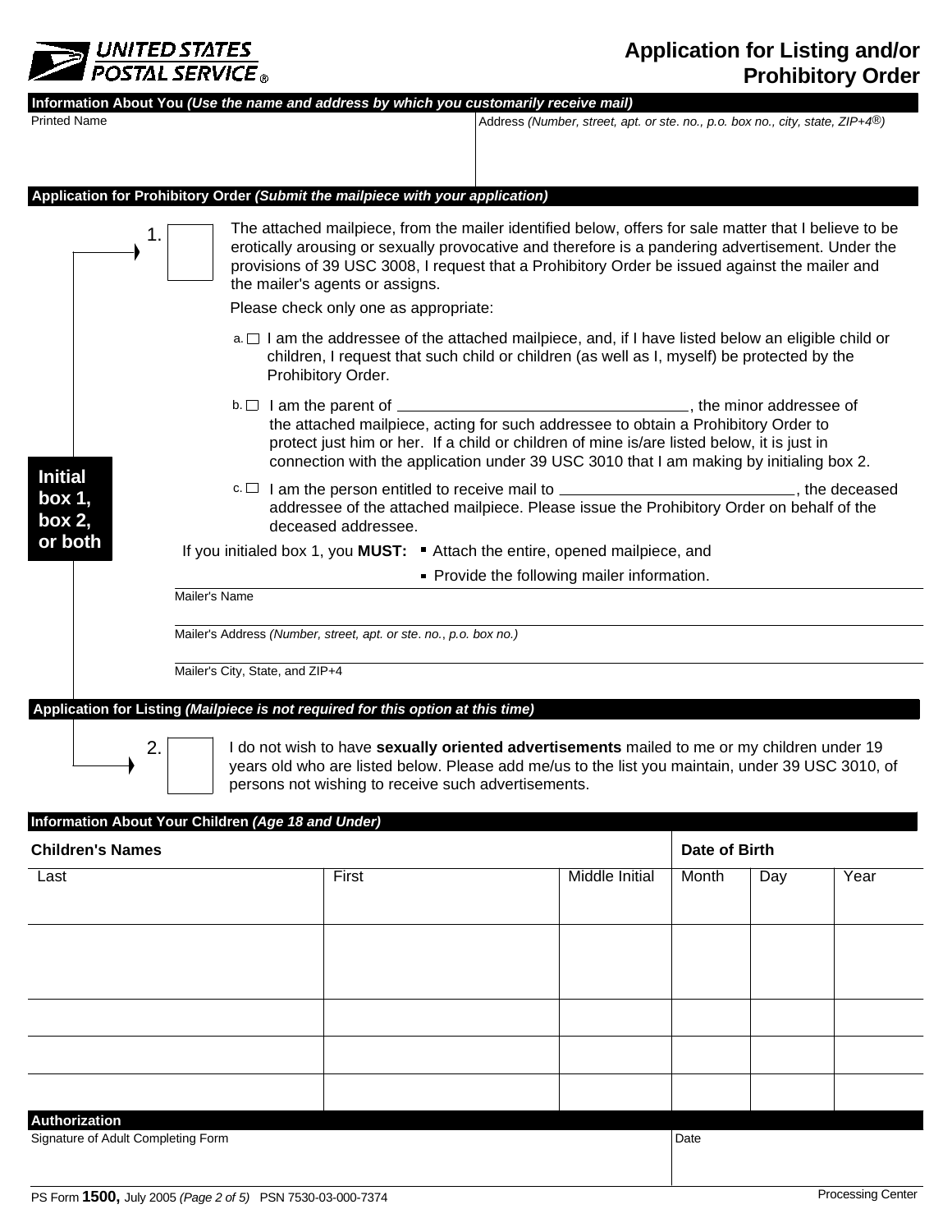UNITED STATES POSTAL SERVICE®

# Application for Listing and/or Prohibitory Order

## Information About You *(Use the name and address by which you customarily receive mail)*

| Printed Name | Address *(Number, street, apt. or ste. no., p.o. box no., city, state, ZIP+4®)* |
|---|---|
| | |

## Application for Prohibitory Order *(Submit the mailpiece with your application)*

**Initial box 1, box 2, or both**

1. ☐ The attached mailpiece, from the mailer identified below, offers for sale matter that I believe to be erotically arousing or sexually provocative and therefore is a pandering advertisement. Under the provisions of 39 USC 3008, I request that a Prohibitory Order be issued against the mailer and the mailer's agents or assigns.

   Please check only one as appropriate:

   a. ☐ I am the addressee of the attached mailpiece, and, if I have listed below an eligible child or children, I request that such child or children (as well as I, myself) be protected by the Prohibitory Order.

   b. ☐ I am the parent of ______________________, the minor addressee of the attached mailpiece, acting for such addressee to obtain a Prohibitory Order to protect just him or her. If a child or children of mine is/are listed below, it is just in connection with the application under 39 USC 3010 that I am making by initialing box 2.

   c. ☐ I am the person entitled to receive mail to ______________________, the deceased addressee of the attached mailpiece. Please issue the Prohibitory Order on behalf of the deceased addressee.

If you initialed box 1, you **MUST:**
- Attach the entire, opened mailpiece, and
- Provide the following mailer information.

Mailer's Name

Mailer's Address *(Number, street, apt. or ste. no., p.o. box no.)*

Mailer's City, State, and ZIP+4

## Application for Listing *(Mailpiece is not required for this option at this time)*

2. ☐ I do not wish to have **sexually oriented advertisements** mailed to me or my children under 19 years old who are listed below. Please add me/us to the list you maintain, under 39 USC 3010, of persons not wishing to receive such advertisements.

## Information About Your Children *(Age 18 and Under)*

| Children's Names | | | Date of Birth | | |
|---|---|---|---|---|---|
| Last | First | Middle Initial | Month | Day | Year |
| | | | | | |
| | | | | | |
| | | | | | |
| | | | | | |

## Authorization

| Signature of Adult Completing Form | Date |
|---|---|
| | |

PS Form **1500,** July 2005 *(Page 2 of 5)* PSN 7530-03-000-7374

Processing Center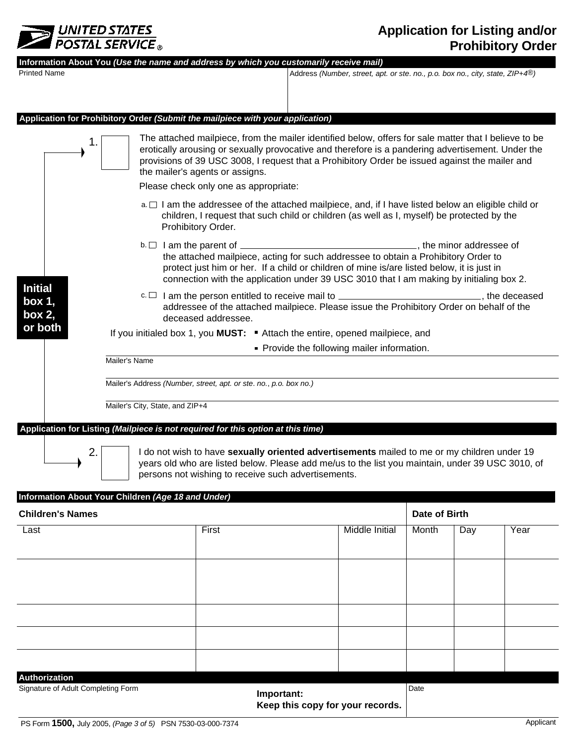**UNITED STATES POSTAL SERVICE®**

# Application for Listing and/or Prohibitory Order

**Information About You** ***(Use the name and address by which you customarily receive mail)***

| Printed Name | Address *(Number, street, apt. or ste. no., p.o. box no., city, state, ZIP+4®)* |
|---|---|
| | |

**Application for Prohibitory Order** ***(Submit the mailpiece with your application)***

**Initial box 1, box 2, or both**

1. ☐ The attached mailpiece, from the mailer identified below, offers for sale matter that I believe to be erotically arousing or sexually provocative and therefore is a pandering advertisement. Under the provisions of 39 USC 3008, I request that a Prohibitory Order be issued against the mailer and the mailer's agents or assigns.

   Please check only one as appropriate:

   a. ☐ I am the addressee of the attached mailpiece, and, if I have listed below an eligible child or children, I request that such child or children (as well as I, myself) be protected by the Prohibitory Order.

   b. ☐ I am the parent of ______________________, the minor addressee of the attached mailpiece, acting for such addressee to obtain a Prohibitory Order to protect just him or her. If a child or children of mine is/are listed below, it is just in connection with the application under 39 USC 3010 that I am making by initialing box 2.

   c. ☐ I am the person entitled to receive mail to ______________________, the deceased addressee of the attached mailpiece. Please issue the Prohibitory Order on behalf of the deceased addressee.

   If you initialed box 1, you **MUST:**
   - Attach the entire, opened mailpiece, and
   - Provide the following mailer information.

   Mailer's Name

   Mailer's Address *(Number, street, apt. or ste. no., p.o. box no.)*

   Mailer's City, State, and ZIP+4

**Application for Listing** ***(Mailpiece is not required for this option at this time)***

2. ☐ I do not wish to have **sexually oriented advertisements** mailed to me or my children under 19 years old who are listed below. Please add me/us to the list you maintain, under 39 USC 3010, of persons not wishing to receive such advertisements.

**Information About Your Children** ***(Age 18 and Under)***

| **Children's Names** | | | **Date of Birth** | | |
|---|---|---|---|---|---|
| Last | First | Middle Initial | Month | Day | Year |
| | | | | | |
| | | | | | |
| | | | | | |
| | | | | | |

**Authorization**

| Signature of Adult Completing Form | Date |
|---|---|
| | |

**Important:**
**Keep this copy for your records.**

PS Form **1500,** July 2005, *(Page 3 of 5)* PSN 7530-03-000-7374

Applicant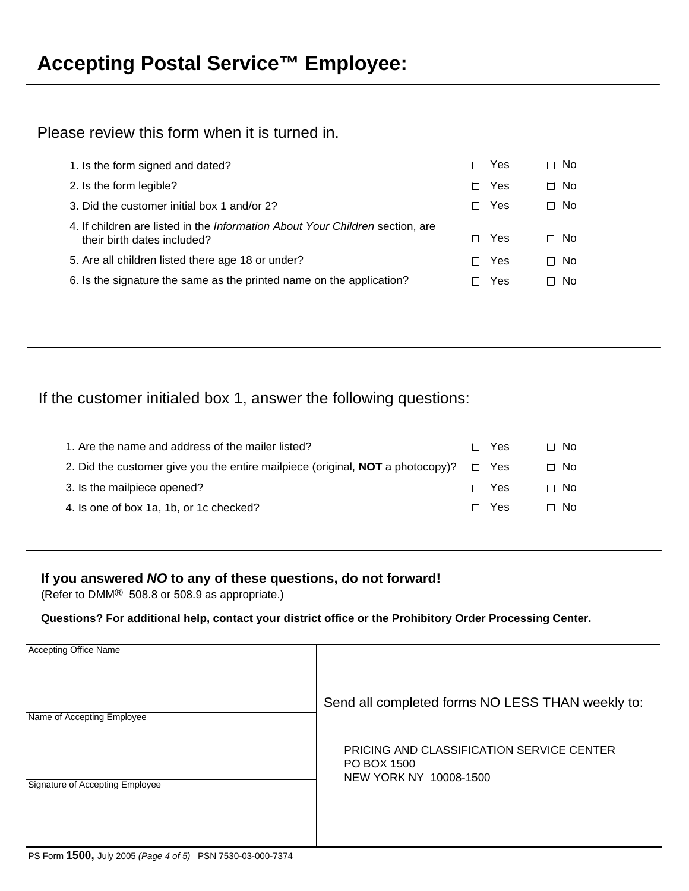## Accepting Postal Service™ Employee:

Please review this form when it is turned in.

| | | |
|---|---|---|
| 1. Is the form signed and dated? | ☐ Yes | ☐ No |
| 2. Is the form legible? | ☐ Yes | ☐ No |
| 3. Did the customer initial box 1 and/or 2? | ☐ Yes | ☐ No |
| 4. If children are listed in the *Information About Your Children* section, are their birth dates included? | ☐ Yes | ☐ No |
| 5. Are all children listed there age 18 or under? | ☐ Yes | ☐ No |
| 6. Is the signature the same as the printed name on the application? | ☐ Yes | ☐ No |

If the customer initialed box 1, answer the following questions:

| | | |
|---|---|---|
| 1. Are the name and address of the mailer listed? | ☐ Yes | ☐ No |
| 2. Did the customer give you the entire mailpiece (original, **NOT** a photocopy)? | ☐ Yes | ☐ No |
| 3. Is the mailpiece opened? | ☐ Yes | ☐ No |
| 4. Is one of box 1a, 1b, or 1c checked? | ☐ Yes | ☐ No |

**If you answered *NO* to any of these questions, do not forward!**
(Refer to DMM® 508.8 or 508.9 as appropriate.)

**Questions? For additional help, contact your district office or the Prohibitory Order Processing Center.**

Accepting Office Name

Name of Accepting Employee

Signature of Accepting Employee

Send all completed forms NO LESS THAN weekly to:

PRICING AND CLASSIFICATION SERVICE CENTER
PO BOX 1500
NEW YORK NY 10008-1500

PS Form **1500,** July 2005 *(Page 4 of 5)* PSN 7530-03-000-7374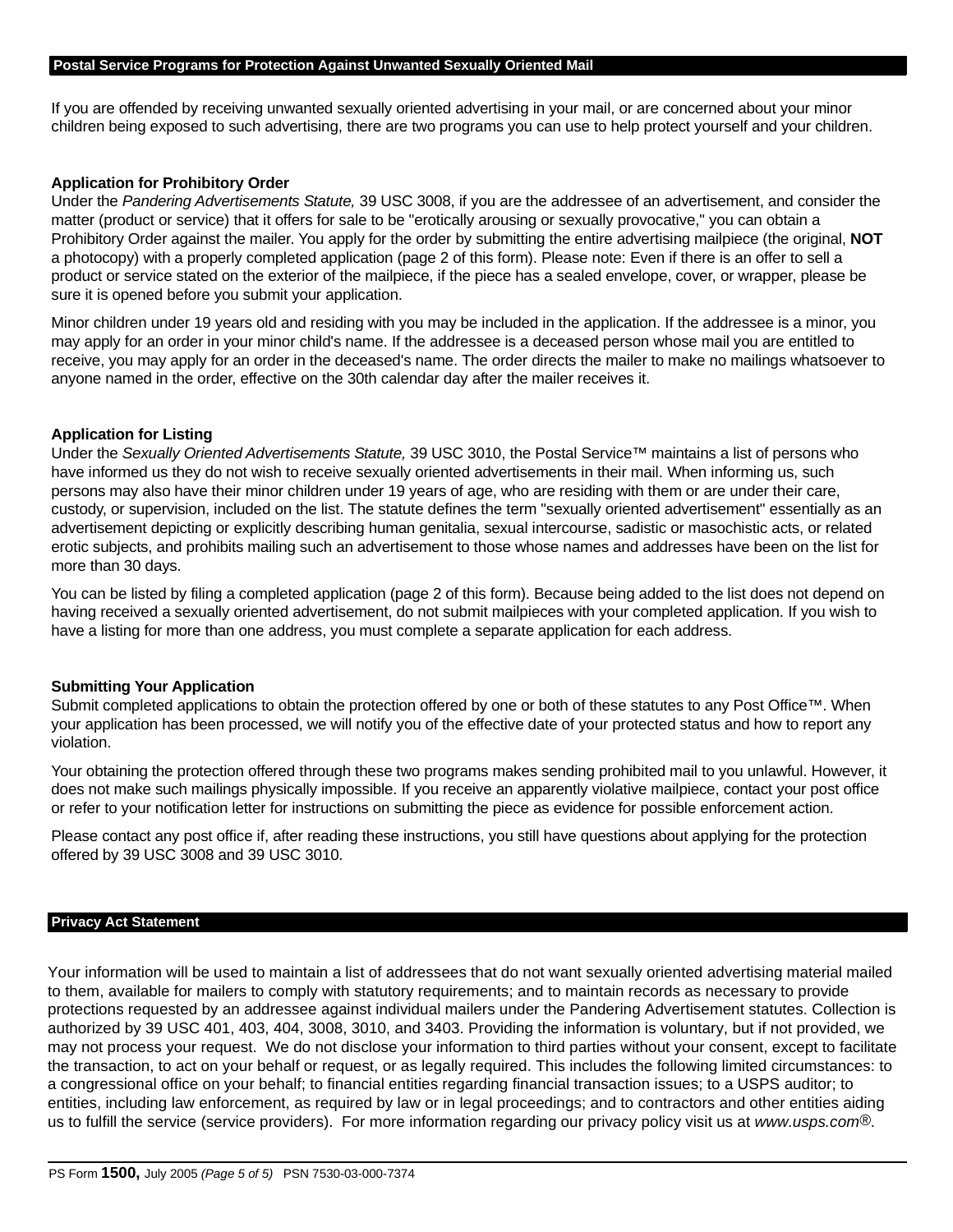## Postal Service Programs for Protection Against Unwanted Sexually Oriented Mail

If you are offended by receiving unwanted sexually oriented advertising in your mail, or are concerned about your minor children being exposed to such advertising, there are two programs you can use to help protect yourself and your children.

### Application for Prohibitory Order

Under the *Pandering Advertisements Statute,* 39 USC 3008, if you are the addressee of an advertisement, and consider the matter (product or service) that it offers for sale to be "erotically arousing or sexually provocative," you can obtain a Prohibitory Order against the mailer. You apply for the order by submitting the entire advertising mailpiece (the original, **NOT** a photocopy) with a properly completed application (page 2 of this form). Please note: Even if there is an offer to sell a product or service stated on the exterior of the mailpiece, if the piece has a sealed envelope, cover, or wrapper, please be sure it is opened before you submit your application.

Minor children under 19 years old and residing with you may be included in the application. If the addressee is a minor, you may apply for an order in your minor child's name. If the addressee is a deceased person whose mail you are entitled to receive, you may apply for an order in the deceased's name. The order directs the mailer to make no mailings whatsoever to anyone named in the order, effective on the 30th calendar day after the mailer receives it.

### Application for Listing

Under the *Sexually Oriented Advertisements Statute,* 39 USC 3010, the Postal Service™ maintains a list of persons who have informed us they do not wish to receive sexually oriented advertisements in their mail. When informing us, such persons may also have their minor children under 19 years of age, who are residing with them or are under their care, custody, or supervision, included on the list. The statute defines the term "sexually oriented advertisement" essentially as an advertisement depicting or explicitly describing human genitalia, sexual intercourse, sadistic or masochistic acts, or related erotic subjects, and prohibits mailing such an advertisement to those whose names and addresses have been on the list for more than 30 days.

You can be listed by filing a completed application (page 2 of this form). Because being added to the list does not depend on having received a sexually oriented advertisement, do not submit mailpieces with your completed application. If you wish to have a listing for more than one address, you must complete a separate application for each address.

### Submitting Your Application

Submit completed applications to obtain the protection offered by one or both of these statutes to any Post Office™. When your application has been processed, we will notify you of the effective date of your protected status and how to report any violation.

Your obtaining the protection offered through these two programs makes sending prohibited mail to you unlawful. However, it does not make such mailings physically impossible. If you receive an apparently violative mailpiece, contact your post office or refer to your notification letter for instructions on submitting the piece as evidence for possible enforcement action.

Please contact any post office if, after reading these instructions, you still have questions about applying for the protection offered by 39 USC 3008 and 39 USC 3010.

## Privacy Act Statement

Your information will be used to maintain a list of addressees that do not want sexually oriented advertising material mailed to them, available for mailers to comply with statutory requirements; and to maintain records as necessary to provide protections requested by an addressee against individual mailers under the Pandering Advertisement statutes. Collection is authorized by 39 USC 401, 403, 404, 3008, 3010, and 3403. Providing the information is voluntary, but if not provided, we may not process your request. We do not disclose your information to third parties without your consent, except to facilitate the transaction, to act on your behalf or request, or as legally required. This includes the following limited circumstances: to a congressional office on your behalf; to financial entities regarding financial transaction issues; to a USPS auditor; to entities, including law enforcement, as required by law or in legal proceedings; and to contractors and other entities aiding us to fulfill the service (service providers). For more information regarding our privacy policy visit us at *www.usps.com®*.

PS Form **1500,** July 2005 *(Page 5 of 5)* PSN 7530-03-000-7374